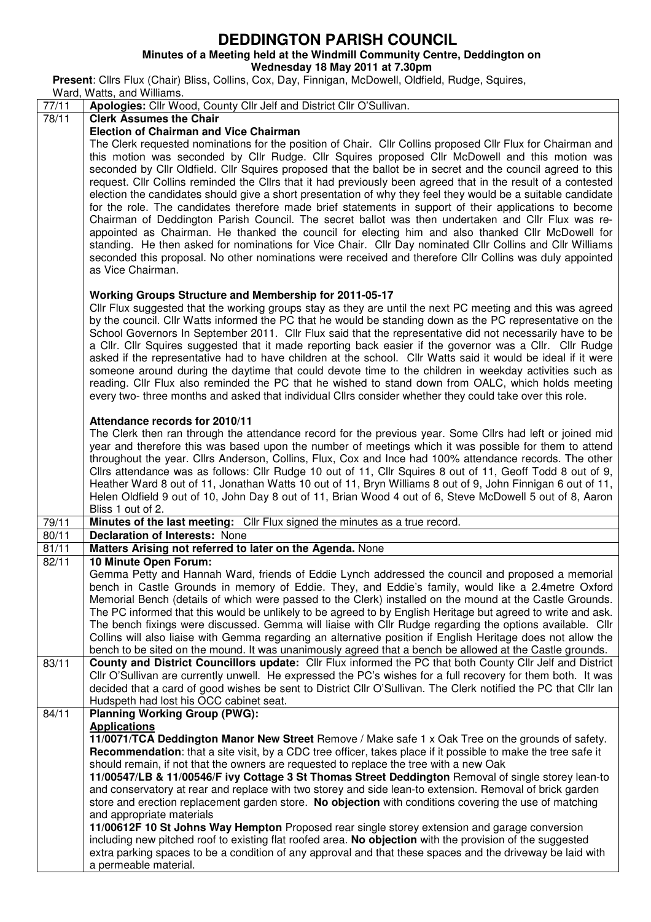# DEDDINGTON PARISH COUNCIL

**Minutes of a Meeting held at the Windmill Community Centre, Deddington on Wednesday 18 May 2011 at 7.30pm**

**Present**: Cllrs Flux (Chair) Bliss, Collins, Cox, Day, Finnigan, McDowell, Oldfield, Rudge, Squires, Ward, Watts, and Williams.

| | |
|---|---|
| 77/11 | **Apologies:** Cllr Wood, County Cllr Jelf and District Cllr O'Sullivan. |
| 78/11 | **Clerk Assumes the Chair**<br>**Election of Chairman and Vice Chairman**<br>The Clerk requested nominations for the position of Chair. Cllr Collins proposed Cllr Flux for Chairman and this motion was seconded by Cllr Rudge. Cllr Squires proposed Cllr McDowell and this motion was seconded by Cllr Oldfield. Cllr Squires proposed that the ballot be in secret and the council agreed to this request. Cllr Collins reminded the Cllrs that it had previously been agreed that in the result of a contested election the candidates should give a short presentation of why they feel they would be a suitable candidate for the role. The candidates therefore made brief statements in support of their applications to become Chairman of Deddington Parish Council. The secret ballot was then undertaken and Cllr Flux was re-appointed as Chairman. He thanked the council for electing him and also thanked Cllr McDowell for standing. He then asked for nominations for Vice Chair. Cllr Day nominated Cllr Collins and Cllr Williams seconded this proposal. No other nominations were received and therefore Cllr Collins was duly appointed as Vice Chairman.<br><br>**Working Groups Structure and Membership for 2011-05-17**<br>Cllr Flux suggested that the working groups stay as they are until the next PC meeting and this was agreed by the council. Cllr Watts informed the PC that he would be standing down as the PC representative on the School Governors In September 2011. Cllr Flux said that the representative did not necessarily have to be a Cllr. Cllr Squires suggested that it made reporting back easier if the governor was a Cllr. Cllr Rudge asked if the representative had to have children at the school. Cllr Watts said it would be ideal if it were someone around during the daytime that could devote time to the children in weekday activities such as reading. Cllr Flux also reminded the PC that he wished to stand down from OALC, which holds meeting every two- three months and asked that individual Cllrs consider whether they could take over this role.<br><br>**Attendance records for 2010/11**<br>The Clerk then ran through the attendance record for the previous year. Some Cllrs had left or joined mid year and therefore this was based upon the number of meetings which it was possible for them to attend throughout the year. Cllrs Anderson, Collins, Flux, Cox and Ince had 100% attendance records. The other Cllrs attendance was as follows: Cllr Rudge 10 out of 11, Cllr Squires 8 out of 11, Geoff Todd 8 out of 9, Heather Ward 8 out of 11, Jonathan Watts 10 out of 11, Bryn Williams 8 out of 9, John Finnigan 6 out of 11, Helen Oldfield 9 out of 10, John Day 8 out of 11, Brian Wood 4 out of 6, Steve McDowell 5 out of 8, Aaron Bliss 1 out of 2. |
| 79/11 | **Minutes of the last meeting:** Cllr Flux signed the minutes as a true record. |
| 80/11 | **Declaration of Interests:** None |
| 81/11 | **Matters Arising not referred to later on the Agenda.** None |
| 82/11 | **10 Minute Open Forum:**<br>Gemma Petty and Hannah Ward, friends of Eddie Lynch addressed the council and proposed a memorial bench in Castle Grounds in memory of Eddie. They, and Eddie's family, would like a 2.4metre Oxford Memorial Bench (details of which were passed to the Clerk) installed on the mound at the Castle Grounds. The PC informed that this would be unlikely to be agreed to by English Heritage but agreed to write and ask. The bench fixings were discussed. Gemma will liaise with Cllr Rudge regarding the options available. Cllr Collins will also liaise with Gemma regarding an alternative position if English Heritage does not allow the bench to be sited on the mound. It was unanimously agreed that a bench be allowed at the Castle grounds. |
| 83/11 | **County and District Councillors update:** Cllr Flux informed the PC that both County Cllr Jelf and District Cllr O'Sullivan are currently unwell. He expressed the PC's wishes for a full recovery for them both. It was decided that a card of good wishes be sent to District Cllr O'Sullivan. The Clerk notified the PC that Cllr Ian Hudspeth had lost his OCC cabinet seat. |
| 84/11 | **Planning Working Group (PWG):**<br>**Applications**<br>**11/0071/TCA Deddington Manor New Street** Remove / Make safe 1 x Oak Tree on the grounds of safety. **Recommendation**: that a site visit, by a CDC tree officer, takes place if it possible to make the tree safe it should remain, if not that the owners are requested to replace the tree with a new Oak<br>**11/00547/LB & 11/00546/F ivy Cottage 3 St Thomas Street Deddington** Removal of single storey lean-to and conservatory at rear and replace with two storey and side lean-to extension. Removal of brick garden store and erection replacement garden store. **No objection** with conditions covering the use of matching and appropriate materials<br>**11/00612F 10 St Johns Way Hempton** Proposed rear single storey extension and garage conversion including new pitched roof to existing flat roofed area. **No objection** with the provision of the suggested extra parking spaces to be a condition of any approval and that these spaces and the driveway be laid with a permeable material. |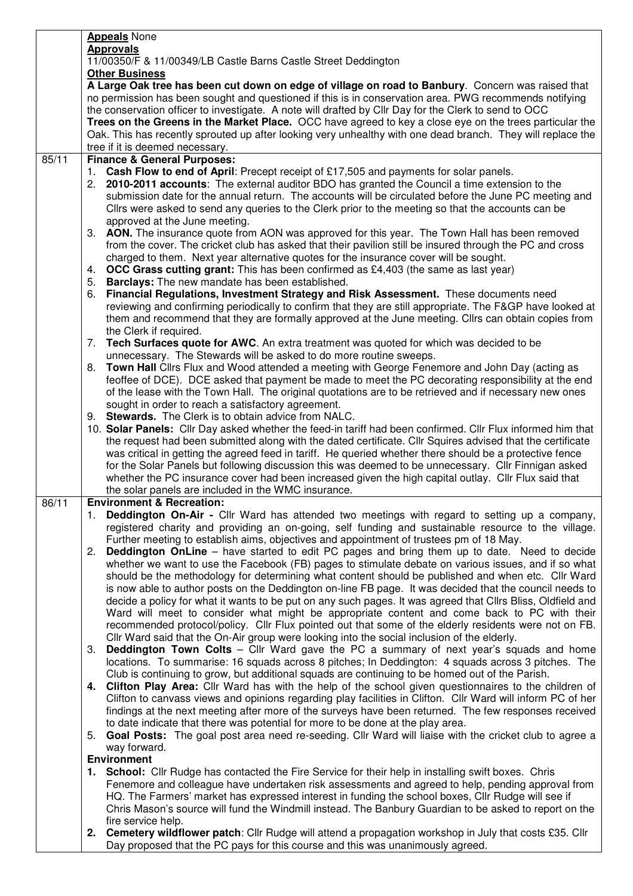| | |
|---|---|
| | **Appeals** None<br>**Approvals**<br>11/00350/F & 11/00349/LB Castle Barns Castle Street Deddington<br>**Other Business**<br>**A Large Oak tree has been cut down on edge of village on road to Banbury**. Concern was raised that no permission has been sought and questioned if this is in conservation area. PWG recommends notifying the conservation officer to investigate. A note will drafted by Cllr Day for the Clerk to send to OCC<br>**Trees on the Greens in the Market Place.** OCC have agreed to key a close eye on the trees particular the Oak. This has recently sprouted up after looking very unhealthy with one dead branch. They will replace the tree if it is deemed necessary. |
| 85/11 | **Finance & General Purposes:**<br>1. **Cash Flow to end of April**: Precept receipt of £17,505 and payments for solar panels.<br>2. **2010-2011 accounts**: The external auditor BDO has granted the Council a time extension to the submission date for the annual return. The accounts will be circulated before the June PC meeting and Cllrs were asked to send any queries to the Clerk prior to the meeting so that the accounts can be approved at the June meeting.<br>3. **AON.** The insurance quote from AON was approved for this year. The Town Hall has been removed from the cover. The cricket club has asked that their pavilion still be insured through the PC and cross charged to them. Next year alternative quotes for the insurance cover will be sought.<br>4. **OCC Grass cutting grant:** This has been confirmed as £4,403 (the same as last year)<br>5. **Barclays:** The new mandate has been established.<br>6. **Financial Regulations, Investment Strategy and Risk Assessment.** These documents need reviewing and confirming periodically to confirm that they are still appropriate. The F&GP have looked at them and recommend that they are formally approved at the June meeting. Cllrs can obtain copies from the Clerk if required.<br>7. **Tech Surfaces quote for AWC**. An extra treatment was quoted for which was decided to be unnecessary. The Stewards will be asked to do more routine sweeps.<br>8. **Town Hall** Cllrs Flux and Wood attended a meeting with George Fenemore and John Day (acting as feoffee of DCE). DCE asked that payment be made to meet the PC decorating responsibility at the end of the lease with the Town Hall. The original quotations are to be retrieved and if necessary new ones sought in order to reach a satisfactory agreement.<br>9. **Stewards.** The Clerk is to obtain advice from NALC.<br>10. **Solar Panels:** Cllr Day asked whether the feed-in tariff had been confirmed. Cllr Flux informed him that the request had been submitted along with the dated certificate. Cllr Squires advised that the certificate was critical in getting the agreed feed in tariff. He queried whether there should be a protective fence for the Solar Panels but following discussion this was deemed to be unnecessary. Cllr Finnigan asked whether the PC insurance cover had been increased given the high capital outlay. Cllr Flux said that the solar panels are included in the WMC insurance. |
| 86/11 | **Environment & Recreation:**<br>1. **Deddington On-Air -** Cllr Ward has attended two meetings with regard to setting up a company, registered charity and providing an on-going, self funding and sustainable resource to the village. Further meeting to establish aims, objectives and appointment of trustees pm of 18 May.<br>2. **Deddington OnLine** – have started to edit PC pages and bring them up to date. Need to decide whether we want to use the Facebook (FB) pages to stimulate debate on various issues, and if so what should be the methodology for determining what content should be published and when etc. Cllr Ward is now able to author posts on the Deddington on-line FB page. It was decided that the council needs to decide a policy for what it wants to be put on any such pages. It was agreed that Cllrs Bliss, Oldfield and Ward will meet to consider what might be appropriate content and come back to PC with their recommended protocol/policy. Cllr Flux pointed out that some of the elderly residents were not on FB. Cllr Ward said that the On-Air group were looking into the social inclusion of the elderly.<br>3. **Deddington Town Colts** – Cllr Ward gave the PC a summary of next year's squads and home locations. To summarise: 16 squads across 8 pitches; In Deddington: 4 squads across 3 pitches. The Club is continuing to grow, but additional squads are continuing to be homed out of the Parish.<br>4. **Clifton Play Area:** Cllr Ward has with the help of the school given questionnaires to the children of Clifton to canvass views and opinions regarding play facilities in Clifton. Cllr Ward will inform PC of her findings at the next meeting after more of the surveys have been returned. The few responses received to date indicate that there was potential for more to be done at the play area.<br>5. **Goal Posts:** The goal post area need re-seeding. Cllr Ward will liaise with the cricket club to agree a way forward.<br>**Environment**<br>1. **School:** Cllr Rudge has contacted the Fire Service for their help in installing swift boxes. Chris Fenemore and colleague have undertaken risk assessments and agreed to help, pending approval from HQ. The Farmers' market has expressed interest in funding the school boxes, Cllr Rudge will see if Chris Mason's source will fund the Windmill instead. The Banbury Guardian to be asked to report on the fire service help.<br>2. **Cemetery wildflower patch**: Cllr Rudge will attend a propagation workshop in July that costs £35. Cllr Day proposed that the PC pays for this course and this was unanimously agreed. |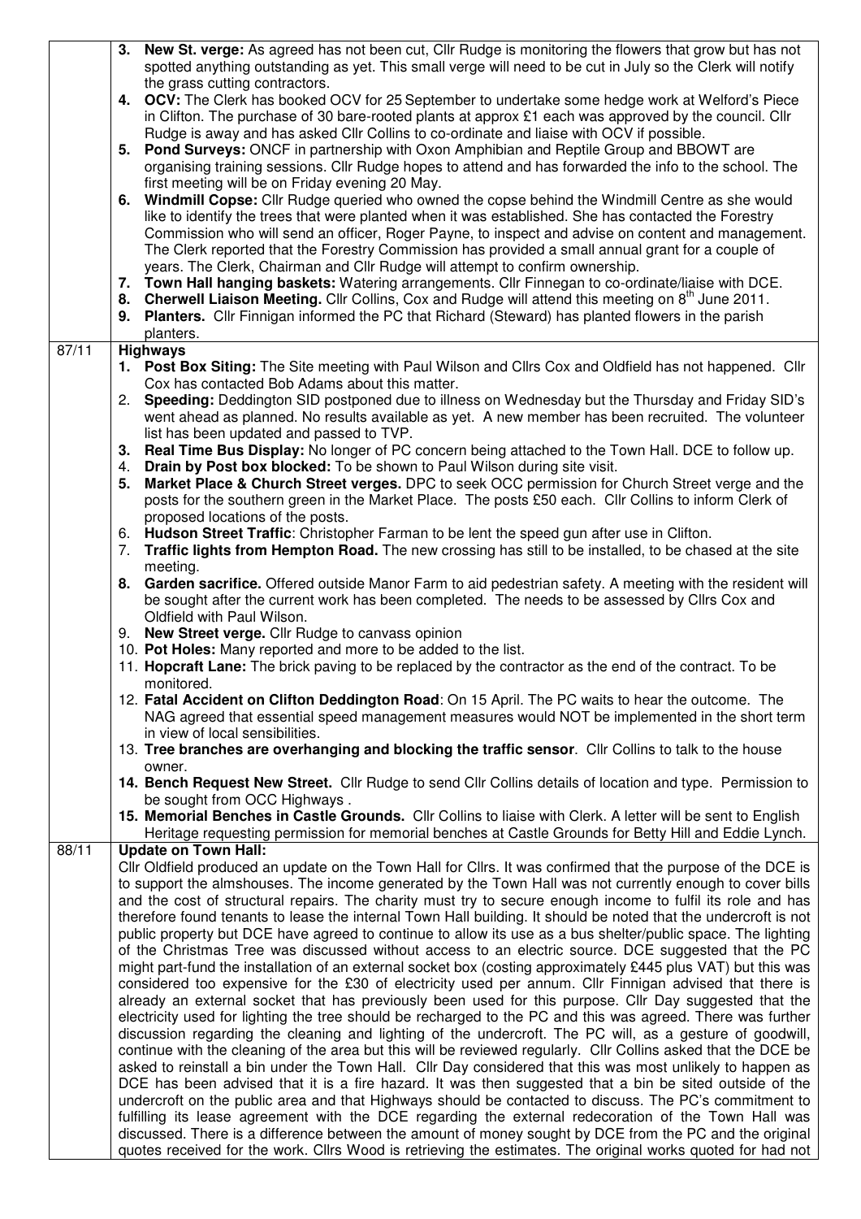| | |
|---|---|
| | **3. New St. verge:** As agreed has not been cut, Cllr Rudge is monitoring the flowers that grow but has not spotted anything outstanding as yet. This small verge will need to be cut in July so the Clerk will notify the grass cutting contractors.<br>**4. OCV:** The Clerk has booked OCV for 25 September to undertake some hedge work at Welford's Piece in Clifton. The purchase of 30 bare-rooted plants at approx £1 each was approved by the council. Cllr Rudge is away and has asked Cllr Collins to co-ordinate and liaise with OCV if possible.<br>**5. Pond Surveys:** ONCF in partnership with Oxon Amphibian and Reptile Group and BBOWT are organising training sessions. Cllr Rudge hopes to attend and has forwarded the info to the school. The first meeting will be on Friday evening 20 May.<br>**6. Windmill Copse:** Cllr Rudge queried who owned the copse behind the Windmill Centre as she would like to identify the trees that were planted when it was established. She has contacted the Forestry Commission who will send an officer, Roger Payne, to inspect and advise on content and management. The Clerk reported that the Forestry Commission has provided a small annual grant for a couple of years. The Clerk, Chairman and Cllr Rudge will attempt to confirm ownership.<br>**7. Town Hall hanging baskets:** Watering arrangements. Cllr Finnegan to co-ordinate/liaise with DCE.<br>**8. Cherwell Liaison Meeting.** Cllr Collins, Cox and Rudge will attend this meeting on 8th June 2011.<br>**9. Planters.** Cllr Finnegan informed the PC that Richard (Steward) has planted flowers in the parish planters. |
| 87/11 | **Highways**<br>**1. Post Box Siting:** The Site meeting with Paul Wilson and Cllrs Cox and Oldfield has not happened. Cllr Cox has contacted Bob Adams about this matter.<br>2. **Speeding:** Deddington SID postponed due to illness on Wednesday but the Thursday and Friday SID's went ahead as planned. No results available as yet. A new member has been recruited. The volunteer list has been updated and passed to TVP.<br>**3. Real Time Bus Display:** No longer of PC concern being attached to the Town Hall. DCE to follow up.<br>4. **Drain by Post box blocked:** To be shown to Paul Wilson during site visit.<br>**5. Market Place & Church Street verges.** DPC to seek OCC permission for Church Street verge and the posts for the southern green in the Market Place. The posts £50 each. Cllr Collins to inform Clerk of proposed locations of the posts.<br>6. **Hudson Street Traffic**: Christopher Farman to be lent the speed gun after use in Clifton.<br>7. **Traffic lights from Hempton Road.** The new crossing has still to be installed, to be chased at the site meeting.<br>**8. Garden sacrifice.** Offered outside Manor Farm to aid pedestrian safety. A meeting with the resident will be sought after the current work has been completed. The needs to be assessed by Cllrs Cox and Oldfield with Paul Wilson.<br>9. **New Street verge.** Cllr Rudge to canvass opinion<br>10. **Pot Holes:** Many reported and more to be added to the list.<br>11. **Hopcraft Lane:** The brick paving to be replaced by the contractor as the end of the contract. To be monitored.<br>12. **Fatal Accident on Clifton Deddington Road**: On 15 April. The PC waits to hear the outcome. The NAG agreed that essential speed management measures would NOT be implemented in the short term in view of local sensibilities.<br>13. **Tree branches are overhanging and blocking the traffic sensor**. Cllr Collins to talk to the house owner.<br>**14. Bench Request New Street.** Cllr Rudge to send Cllr Collins details of location and type. Permission to be sought from OCC Highways .<br>**15. Memorial Benches in Castle Grounds.** Cllr Collins to liaise with Clerk. A letter will be sent to English Heritage requesting permission for memorial benches at Castle Grounds for Betty Hill and Eddie Lynch. |
| 88/11 | **Update on Town Hall:**<br>Cllr Oldfield produced an update on the Town Hall for Cllrs. It was confirmed that the purpose of the DCE is to support the almshouses. The income generated by the Town Hall was not currently enough to cover bills and the cost of structural repairs. The charity must try to secure enough income to fulfil its role and has therefore found tenants to lease the internal Town Hall building. It should be noted that the undercroft is not public property but DCE have agreed to continue to allow its use as a bus shelter/public space. The lighting of the Christmas Tree was discussed without access to an electric source. DCE suggested that the PC might part-fund the installation of an external socket box (costing approximately £445 plus VAT) but this was considered too expensive for the £30 of electricity used per annum. Cllr Finnegan advised that there is already an external socket that has previously been used for this purpose. Cllr Day suggested that the electricity used for lighting the tree should be recharged to the PC and this was agreed. There was further discussion regarding the cleaning and lighting of the undercroft. The PC will, as a gesture of goodwill, continue with the cleaning of the area but this will be reviewed regularly. Cllr Collins asked that the DCE be asked to reinstall a bin under the Town Hall. Cllr Day considered that this was most unlikely to happen as DCE has been advised that it is a fire hazard. It was then suggested that a bin be sited outside of the undercroft on the public area and that Highways should be contacted to discuss. The PC's commitment to fulfilling its lease agreement with the DCE regarding the external redecoration of the Town Hall was discussed. There is a difference between the amount of money sought by DCE from the PC and the original quotes received for the work. Cllrs Wood is retrieving the estimates. The original works quoted for had not |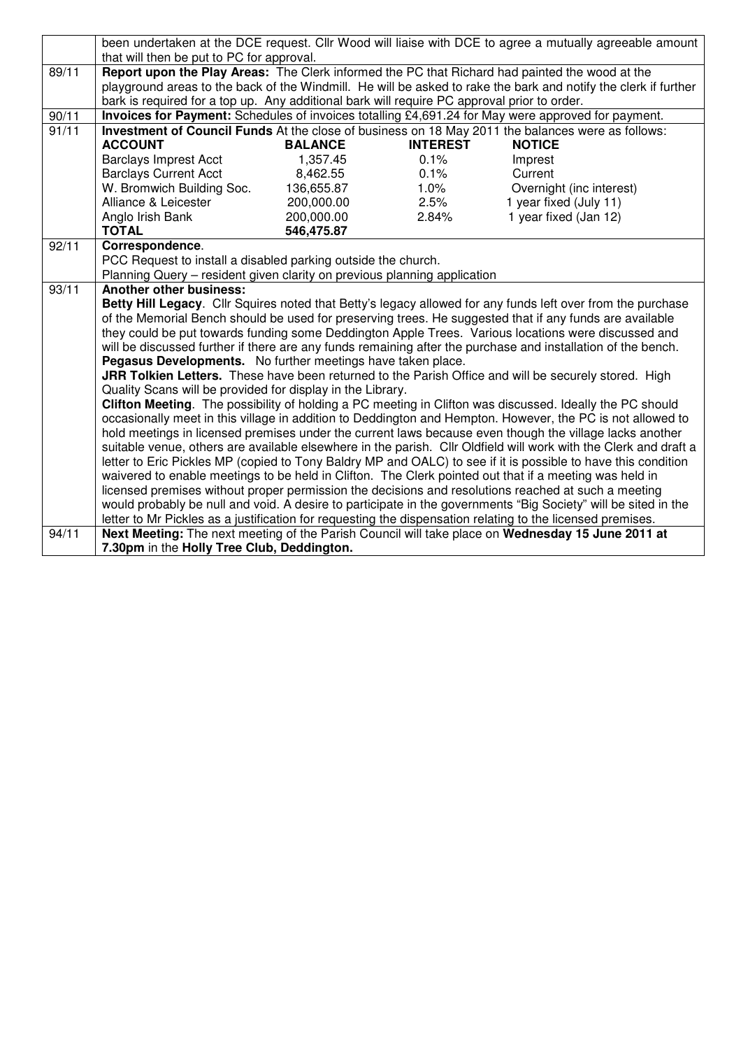| | |
|---|---|
| | been undertaken at the DCE request. Cllr Wood will liaise with DCE to agree a mutually agreeable amount that will then be put to PC for approval. |
| 89/11 | **Report upon the Play Areas:** The Clerk informed the PC that Richard had painted the wood at the playground areas to the back of the Windmill. He will be asked to rake the bark and notify the clerk if further bark is required for a top up. Any additional bark will require PC approval prior to order. |
| 90/11 | **Invoices for Payment:** Schedules of invoices totalling £4,691.24 for May were approved for payment. |
| 91/11 | **Investment of Council Funds** At the close of business on 18 May 2011 the balances were as follows: |
| 92/11 | **Correspondence**.<br>PCC Request to install a disabled parking outside the church.<br>Planning Query – resident given clarity on previous planning application |
| 93/11 | **Another other business:**<br>**Betty Hill Legacy**. Cllr Squires noted that Betty's legacy allowed for any funds left over from the purchase of the Memorial Bench should be used for preserving trees. He suggested that if any funds are available they could be put towards funding some Deddington Apple Trees. Various locations were discussed and will be discussed further if there are any funds remaining after the purchase and installation of the bench.<br>**Pegasus Developments.** No further meetings have taken place.<br>**JRR Tolkien Letters.** These have been returned to the Parish Office and will be securely stored. High Quality Scans will be provided for display in the Library.<br>**Clifton Meeting**. The possibility of holding a PC meeting in Clifton was discussed. Ideally the PC should occasionally meet in this village in addition to Deddington and Hempton. However, the PC is not allowed to hold meetings in licensed premises under the current laws because even though the village lacks another suitable venue, others are available elsewhere in the parish. Cllr Oldfield will work with the Clerk and draft a letter to Eric Pickles MP (copied to Tony Baldry MP and OALC) to see if it is possible to have this condition waivered to enable meetings to be held in Clifton. The Clerk pointed out that if a meeting was held in licensed premises without proper permission the decisions and resolutions reached at such a meeting would probably be null and void. A desire to participate in the governments "Big Society" will be sited in the letter to Mr Pickles as a justification for requesting the dispensation relating to the licensed premises. |
| 94/11 | **Next Meeting:** The next meeting of the Parish Council will take place on **Wednesday 15 June 2011 at 7.30pm** in the **Holly Tree Club, Deddington.** |

| ACCOUNT | BALANCE | INTEREST | NOTICE |
|---|---|---|---|
| Barclays Imprest Acct | 1,357.45 | 0.1% | Imprest |
| Barclays Current Acct | 8,462.55 | 0.1% | Current |
| W. Bromwich Building Soc. | 136,655.87 | 1.0% | Overnight (inc interest) |
| Alliance & Leicester | 200,000.00 | 2.5% | 1 year fixed (July 11) |
| Anglo Irish Bank | 200,000.00 | 2.84% | 1 year fixed (Jan 12) |
| **TOTAL** | **546,475.87** | | |